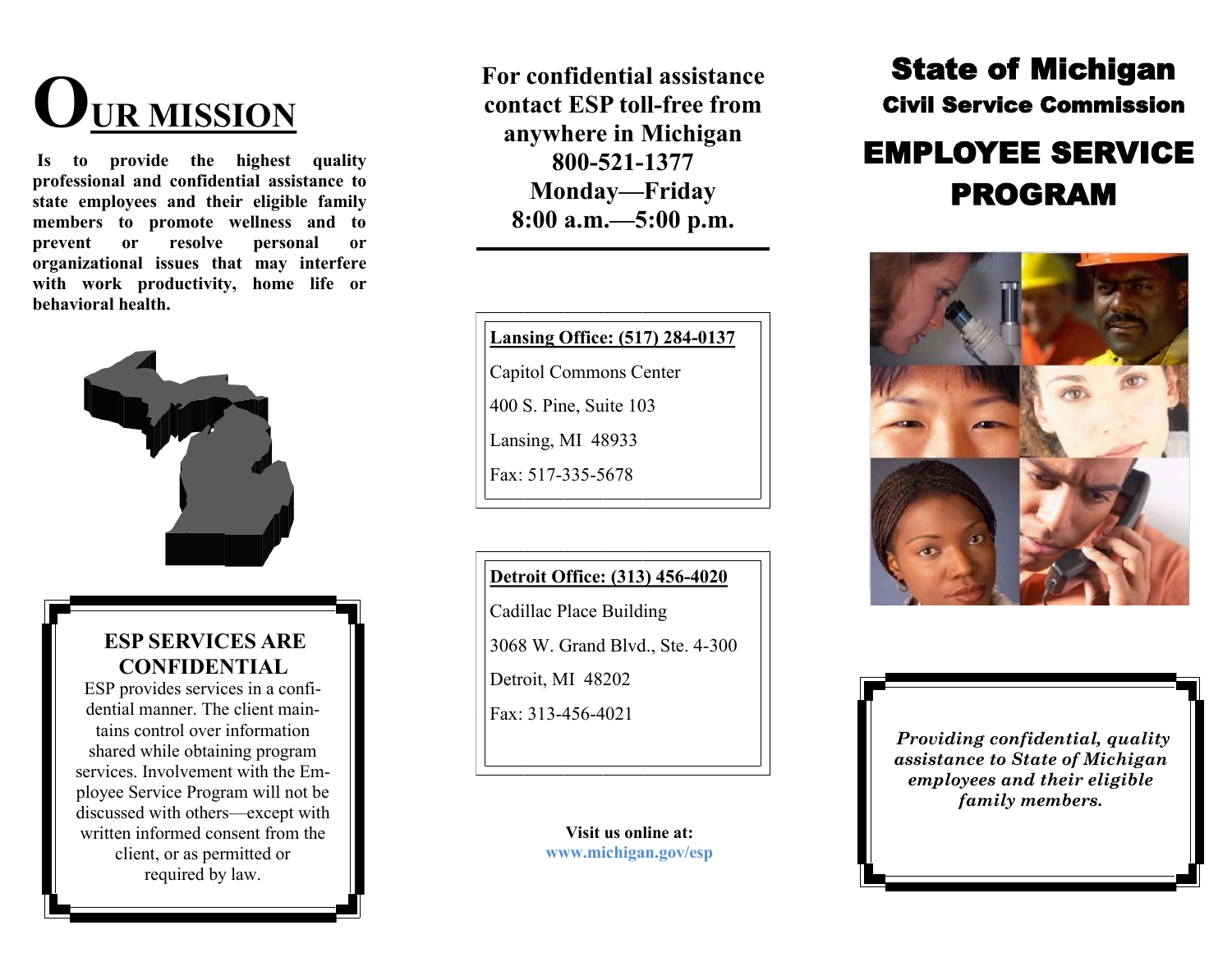# OUR MISSION

**Is to provide the highest quality professional and confidential assistance to state employees and their eligible family members to promote wellness and to prevent or resolve personal or organizational issues that may interfere with work productivity, home life or behavioral health.**

## ESP SERVICES ARE CONFIDENTIAL

ESP provides services in a confidential manner. The client maintains control over information shared while obtaining program services. Involvement with the Employee Service Program will not be discussed with others—except with written informed consent from the client, or as permitted or required by law.

**For confidential assistance contact ESP toll-free from anywhere in Michigan**
**800-521-1377**
**Monday—Friday**
**8:00 a.m.—5:00 p.m.**

**Lansing Office: (517) 284-0137**

Capitol Commons Center

400 S. Pine, Suite 103

Lansing, MI 48933

Fax: 517-335-5678

**Detroit Office: (313) 456-4020**

Cadillac Place Building

3068 W. Grand Blvd., Ste. 4-300

Detroit, MI 48202

Fax: 313-456-4021

**Visit us online at:**
**www.michigan.gov/esp**

# State of Michigan

## Civil Service Commission

# EMPLOYEE SERVICE PROGRAM

***Providing confidential, quality assistance to State of Michigan employees and their eligible family members.***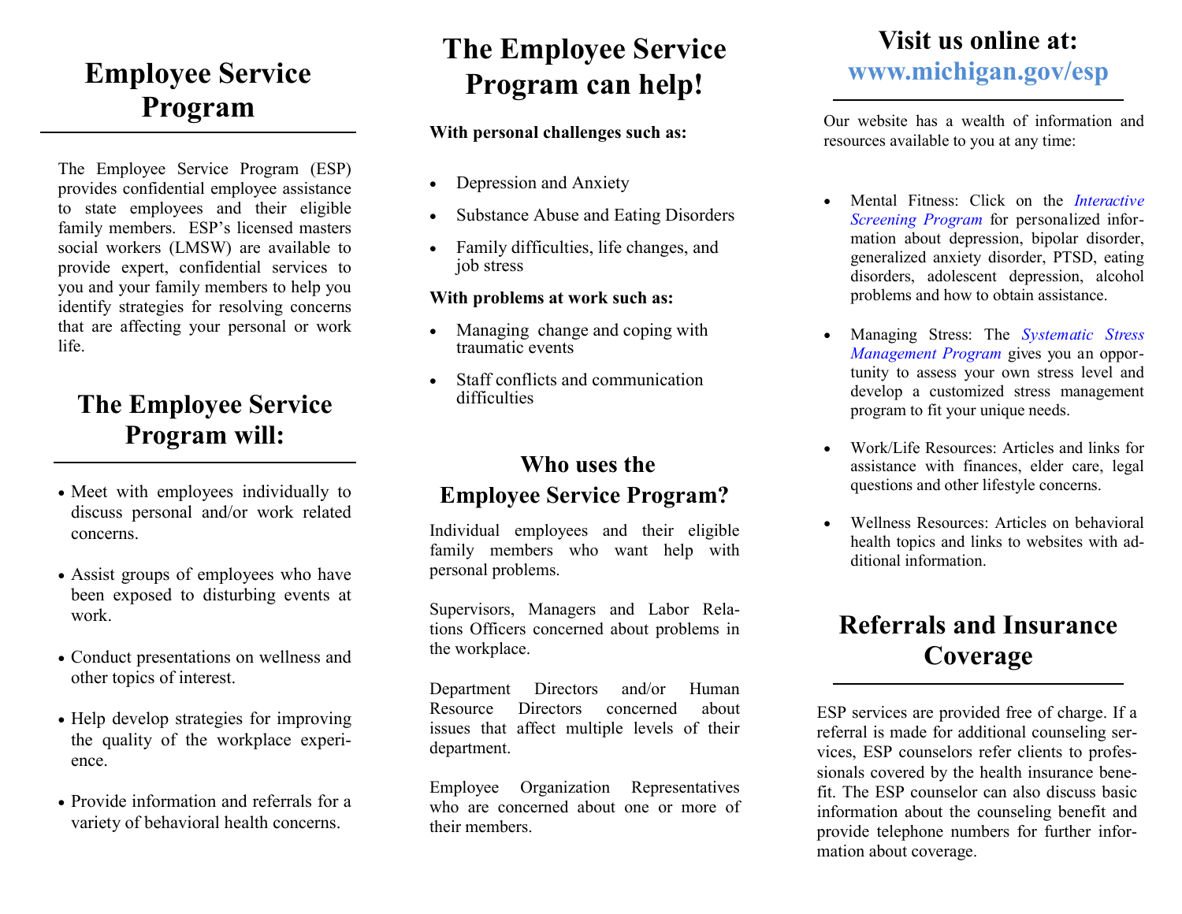# Employee Service Program

The Employee Service Program (ESP) provides confidential employee assistance to state employees and their eligible family members. ESP's licensed masters social workers (LMSW) are available to provide expert, confidential services to you and your family members to help you identify strategies for resolving concerns that are affecting your personal or work life.

## The Employee Service Program will:

- Meet with employees individually to discuss personal and/or work related concerns.
- Assist groups of employees who have been exposed to disturbing events at work.
- Conduct presentations on wellness and other topics of interest.
- Help develop strategies for improving the quality of the workplace experience.
- Provide information and referrals for a variety of behavioral health concerns.

## The Employee Service Program can help!

**With personal challenges such as:**

- Depression and Anxiety
- Substance Abuse and Eating Disorders
- Family difficulties, life changes, and job stress

**With problems at work such as:**

- Managing change and coping with traumatic events
- Staff conflicts and communication difficulties

## Who uses the Employee Service Program?

Individual employees and their eligible family members who want help with personal problems.

Supervisors, Managers and Labor Relations Officers concerned about problems in the workplace.

Department Directors and/or Human Resource Directors concerned about issues that affect multiple levels of their department.

Employee Organization Representatives who are concerned about one or more of their members.

## Visit us online at: www.michigan.gov/esp

Our website has a wealth of information and resources available to you at any time:

- Mental Fitness: Click on the *Interactive Screening Program* for personalized information about depression, bipolar disorder, generalized anxiety disorder, PTSD, eating disorders, adolescent depression, alcohol problems and how to obtain assistance.
- Managing Stress: The *Systematic Stress Management Program* gives you an opportunity to assess your own stress level and develop a customized stress management program to fit your unique needs.
- Work/Life Resources: Articles and links for assistance with finances, elder care, legal questions and other lifestyle concerns.
- Wellness Resources: Articles on behavioral health topics and links to websites with additional information.

## Referrals and Insurance Coverage

ESP services are provided free of charge. If a referral is made for additional counseling services, ESP counselors refer clients to professionals covered by the health insurance benefit. The ESP counselor can also discuss basic information about the counseling benefit and provide telephone numbers for further information about coverage.